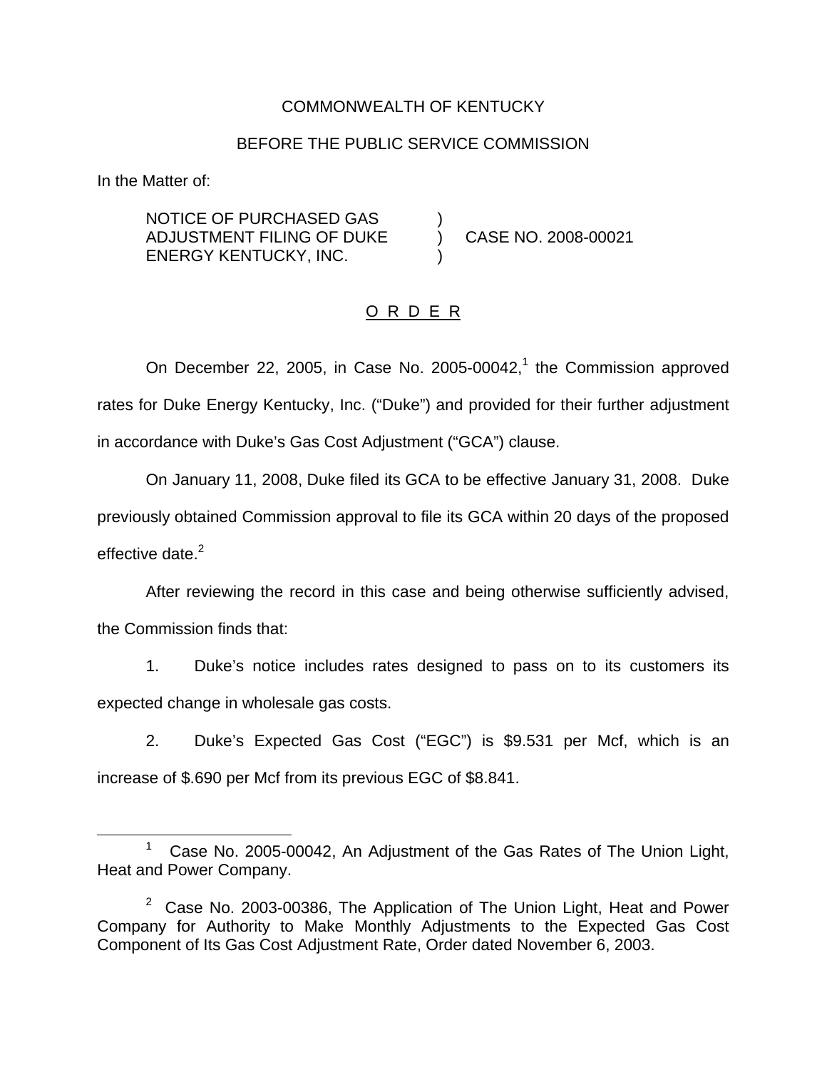COMMONWEALTH OF KENTUCKY

BEFORE THE PUBLIC SERVICE COMMISSION

In the Matter of:

| | | |
|---|---|---|
| NOTICE OF PURCHASED GAS ADJUSTMENT FILING OF DUKE ENERGY KENTUCKY, INC. | ) ) ) | CASE NO. 2008-00021 |

## O R D E R

On December 22, 2005, in Case No. 2005-00042,[1] the Commission approved rates for Duke Energy Kentucky, Inc. ("Duke") and provided for their further adjustment in accordance with Duke's Gas Cost Adjustment ("GCA") clause.

On January 11, 2008, Duke filed its GCA to be effective January 31, 2008. Duke previously obtained Commission approval to file its GCA within 20 days of the proposed effective date.[2]

After reviewing the record in this case and being otherwise sufficiently advised, the Commission finds that:

1. Duke's notice includes rates designed to pass on to its customers its expected change in wholesale gas costs.

2. Duke's Expected Gas Cost ("EGC") is $9.531 per Mcf, which is an increase of $.690 per Mcf from its previous EGC of $8.841.

---

[1] Case No. 2005-00042, An Adjustment of the Gas Rates of The Union Light, Heat and Power Company.

[2] Case No. 2003-00386, The Application of The Union Light, Heat and Power Company for Authority to Make Monthly Adjustments to the Expected Gas Cost Component of Its Gas Cost Adjustment Rate, Order dated November 6, 2003.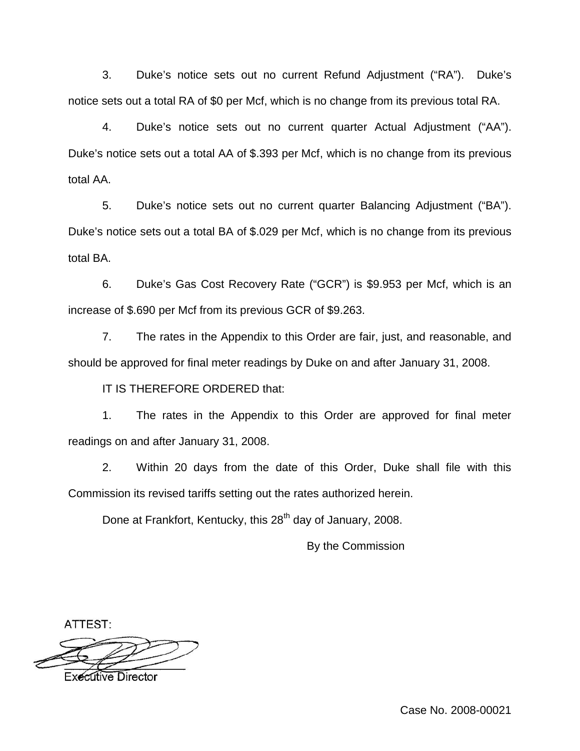3. Duke's notice sets out no current Refund Adjustment ("RA"). Duke's notice sets out a total RA of $0 per Mcf, which is no change from its previous total RA.

4. Duke's notice sets out no current quarter Actual Adjustment ("AA"). Duke's notice sets out a total AA of $.393 per Mcf, which is no change from its previous total AA.

5. Duke's notice sets out no current quarter Balancing Adjustment ("BA"). Duke's notice sets out a total BA of $.029 per Mcf, which is no change from its previous total BA.

6. Duke's Gas Cost Recovery Rate ("GCR") is $9.953 per Mcf, which is an increase of $.690 per Mcf from its previous GCR of $9.263.

7. The rates in the Appendix to this Order are fair, just, and reasonable, and should be approved for final meter readings by Duke on and after January 31, 2008.

IT IS THEREFORE ORDERED that:

1. The rates in the Appendix to this Order are approved for final meter readings on and after January 31, 2008.

2. Within 20 days from the date of this Order, Duke shall file with this Commission its revised tariffs setting out the rates authorized herein.

Done at Frankfort, Kentucky, this 28th day of January, 2008.

By the Commission

ATTEST:

Executive Director

Case No. 2008-00021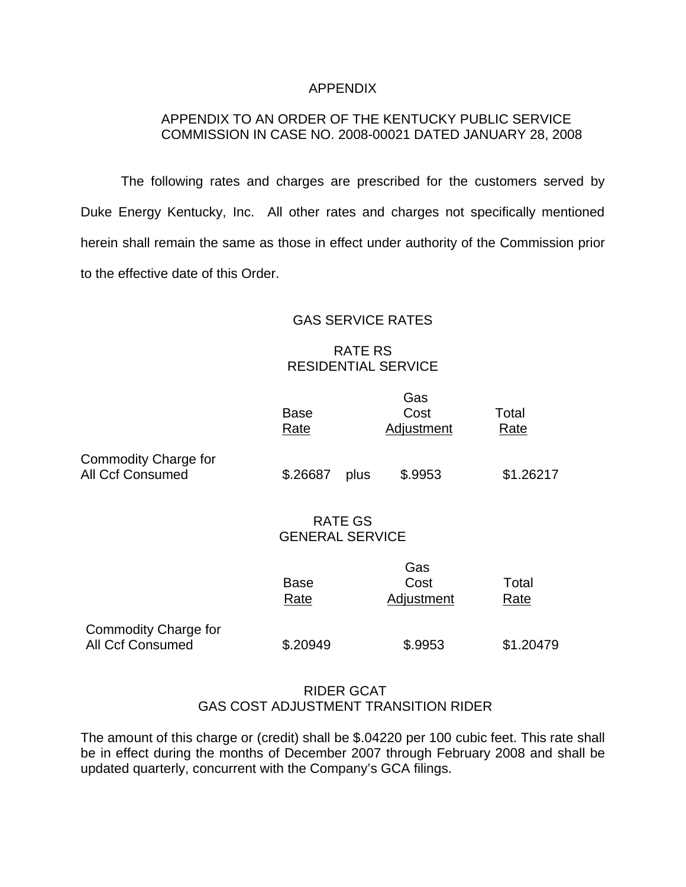APPENDIX

APPENDIX TO AN ORDER OF THE KENTUCKY PUBLIC SERVICE COMMISSION IN CASE NO. 2008-00021 DATED JANUARY 28, 2008

The following rates and charges are prescribed for the customers served by Duke Energy Kentucky, Inc. All other rates and charges not specifically mentioned herein shall remain the same as those in effect under authority of the Commission prior to the effective date of this Order.

GAS SERVICE RATES

RATE RS
RESIDENTIAL SERVICE

| | Base Rate | | Gas Cost Adjustment | Total Rate |
|---|---|---|---|---|
| Commodity Charge for All Ccf Consumed | \$.26687 | plus | \$.9953 | \$1.26217 |

RATE GS
GENERAL SERVICE

| | Base Rate | Gas Cost Adjustment | Total Rate |
|---|---|---|---|
| Commodity Charge for All Ccf Consumed | \$.20949 | \$.9953 | \$1.20479 |

RIDER GCAT
GAS COST ADJUSTMENT TRANSITION RIDER

The amount of this charge or (credit) shall be \$.04220 per 100 cubic feet. This rate shall be in effect during the months of December 2007 through February 2008 and shall be updated quarterly, concurrent with the Company's GCA filings.